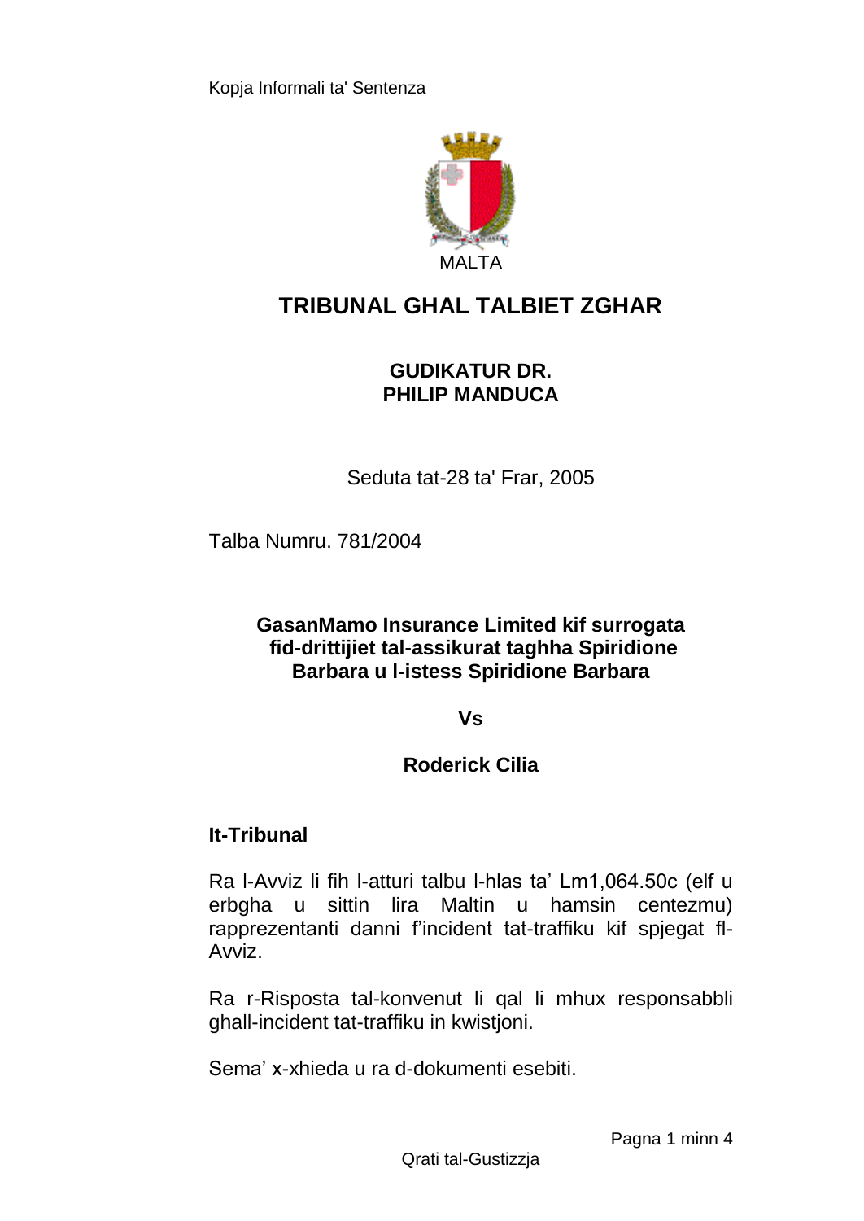Kopja Informali ta' Sentenza

MALTA

# TRIBUNAL GHAL TALBIET ZGHAR

**GUDIKATUR DR.**
**PHILIP MANDUCA**

Seduta tat-28 ta' Frar, 2005

Talba Numru. 781/2004

**GasanMamo Insurance Limited kif surrogata fid-drittijiet tal-assikurat taghha Spiridione Barbara u l-istess Spiridione Barbara**

**Vs**

**Roderick Cilia**

**It-Tribunal**

Ra l-Avviz li fih l-atturi talbu l-hlas ta' Lm1,064.50c (elf u erbgha u sittin lira Maltin u hamsin centezmu) rapprezentanti danni f'incident tat-traffiku kif spjegat fl-Avviz.

Ra r-Risposta tal-konvenut li qal li mhux responsabbli ghall-incident tat-traffiku in kwistjoni.

Sema' x-xhieda u ra d-dokumenti esebiti.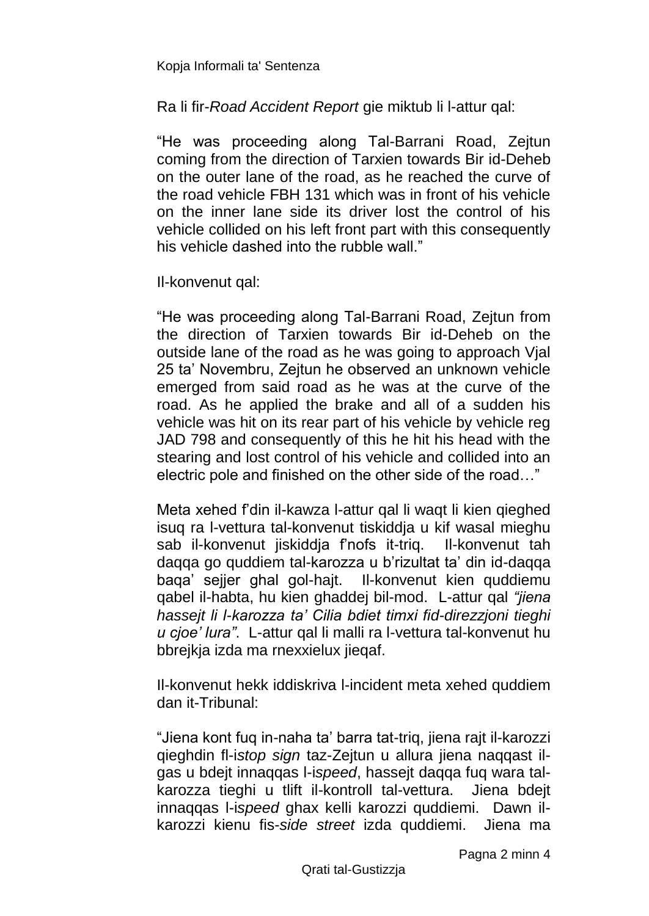Ra li fir-*Road Accident Report* gie miktub li l-attur qal:

"He was proceeding along Tal-Barrani Road, Zejtun coming from the direction of Tarxien towards Bir id-Deheb on the outer lane of the road, as he reached the curve of the road vehicle FBH 131 which was in front of his vehicle on the inner lane side its driver lost the control of his vehicle collided on his left front part with this consequently his vehicle dashed into the rubble wall."

Il-konvenut qal:

"He was proceeding along Tal-Barrani Road, Zejtun from the direction of Tarxien towards Bir id-Deheb on the outside lane of the road as he was going to approach Vjal 25 ta' Novembru, Zejtun he observed an unknown vehicle emerged from said road as he was at the curve of the road. As he applied the brake and all of a sudden his vehicle was hit on its rear part of his vehicle by vehicle reg JAD 798 and consequently of this he hit his head with the stearing and lost control of his vehicle and collided into an electric pole and finished on the other side of the road…"

Meta xehed f'din il-kawza l-attur qal li waqt li kien qieghed isuq ra l-vettura tal-konvenut tiskiddja u kif wasal mieghu sab il-konvenut jiskiddja f'nofs it-triq. Il-konvenut tah daqqa go quddiem tal-karozza u b'rizultat ta' din id-daqqa baqa' sejjer ghal gol-hajt. Il-konvenut kien quddiemu qabel il-habta, hu kien ghaddej bil-mod. L-attur qal *"jiena hassejt li l-karozza ta' Cilia bdiet timxi fid-direzzjoni tieghi u cjoe' lura"*. L-attur qal li malli ra l-vettura tal-konvenut hu bbrejkja izda ma rnexxielux jieqaf.

Il-konvenut hekk iddiskriva l-incident meta xehed quddiem dan it-Tribunal:

"Jiena kont fuq in-naha ta' barra tat-triq, jiena rajt il-karozzi qieghdin fl-i*stop sign* taz-Zejtun u allura jiena naqqast il-gas u bdejt innaqqas l-i*speed*, hassejt daqqa fuq wara tal-karozza tieghi u tlift il-kontroll tal-vettura. Jiena bdejt innaqqas l-i*speed* ghax kelli karozzi quddiemi. Dawn il-karozzi kienu fis-*side street* izda quddiemi. Jiena ma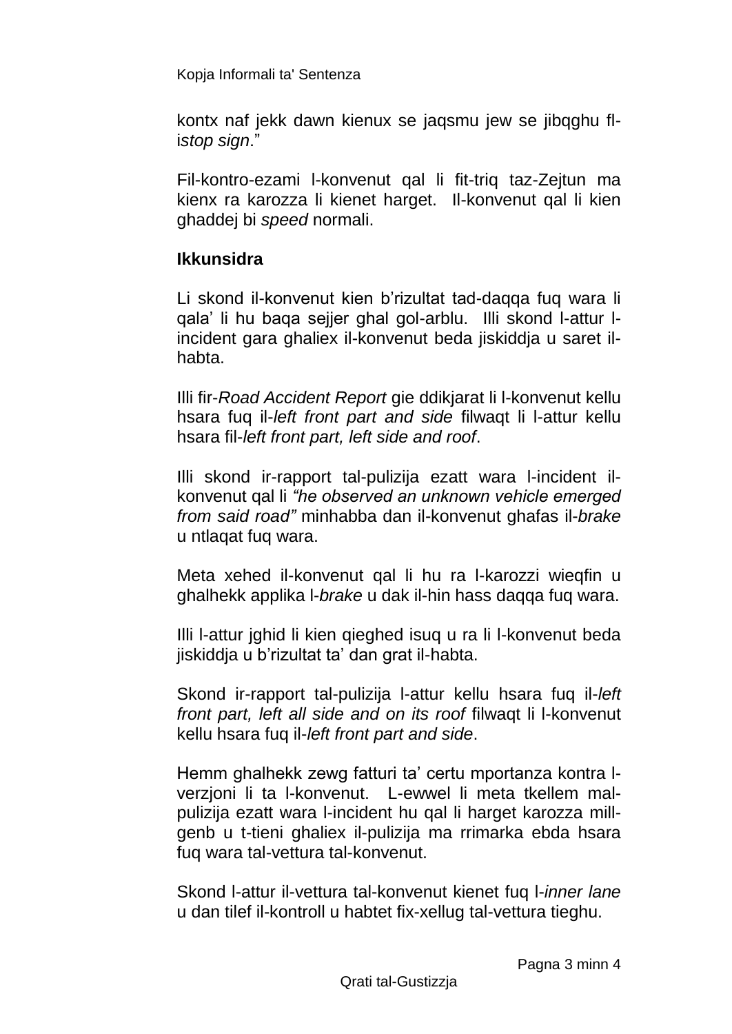kontx naf jekk dawn kienux se jaqsmu jew se jibqghu fl-i*stop sign*."

Fil-kontro-ezami l-konvenut qal li fit-triq taz-Zejtun ma kienx ra karozza li kienet harget. Il-konvenut qal li kien ghaddej bi *speed* normali.

**Ikkunsidra**

Li skond il-konvenut kien b'rizultat tad-daqqa fuq wara li qala' li hu baqa sejjer ghal gol-arblu. Illi skond l-attur l-incident gara ghaliex il-konvenut beda jiskiddja u saret il-habta.

Illi fir-*Road Accident Report* gie ddikjarat li l-konvenut kellu hsara fuq il-*left front part and side* filwaqt li l-attur kellu hsara fil-*left front part, left side and roof*.

Illi skond ir-rapport tal-pulizija ezatt wara l-incident il-konvenut qal li *"he observed an unknown vehicle emerged from said road"* minhabba dan il-konvenut ghafas il-*brake* u ntlaqat fuq wara.

Meta xehed il-konvenut qal li hu ra l-karozzi wieqfin u ghalhekk applika l-*brake* u dak il-hin hass daqqa fuq wara.

Illi l-attur jghid li kien qieghed isuq u ra li l-konvenut beda jiskiddja u b'rizultat ta' dan grat il-habta.

Skond ir-rapport tal-pulizija l-attur kellu hsara fuq il-*left front part, left all side and on its roof* filwaqt li l-konvenut kellu hsara fuq il-*left front part and side*.

Hemm ghalhekk zewg fatturi ta' certu mportanza kontra l-verzjoni li ta l-konvenut. L-ewwel li meta tkellem mal-pulizija ezatt wara l-incident hu qal li harget karozza mill-genb u t-tieni ghaliex il-pulizija ma rrimarka ebda hsara fuq wara tal-vettura tal-konvenut.

Skond l-attur il-vettura tal-konvenut kienet fuq l-*inner lane* u dan tilef il-kontroll u habtet fix-xellug tal-vettura tieghu.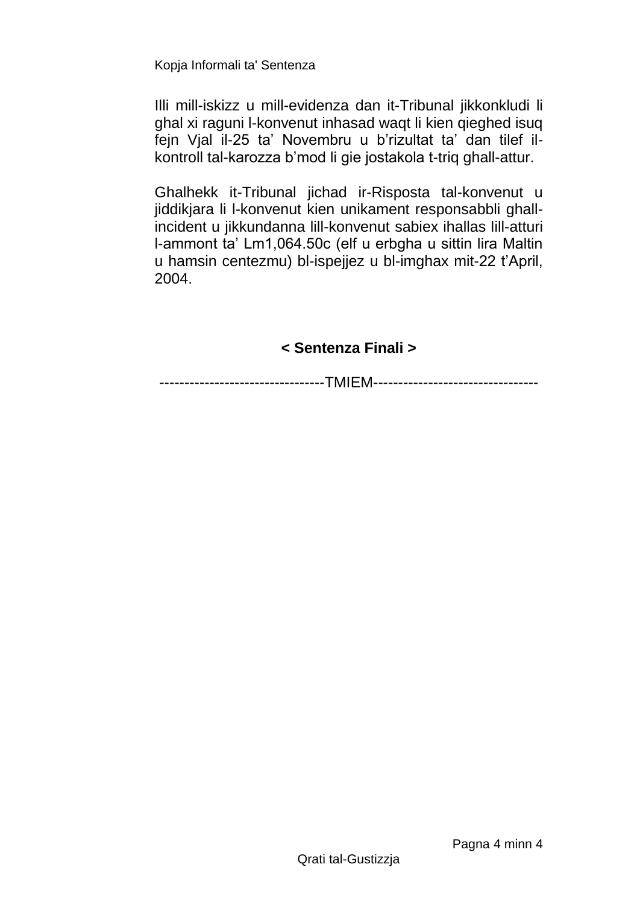Illi mill-iskizz u mill-evidenza dan it-Tribunal jikkonkludi li ghal xi raguni l-konvenut inhasad waqt li kien qieghed isuq fejn Vjal il-25 ta' Novembru u b'rizultat ta' dan tilef il-kontroll tal-karozza b'mod li gie jostakola t-triq ghall-attur.

Ghalhekk it-Tribunal jichad ir-Risposta tal-konvenut u jiddikjara li l-konvenut kien unikament responsabbli ghall-incident u jikkundanna lill-konvenut sabiex ihallas lill-atturi l-ammont ta' Lm1,064.50c (elf u erbgha u sittin lira Maltin u hamsin centezmu) bl-ispejjez u bl-imghax mit-22 t'April, 2004.

**< Sentenza Finali >**

---------------------------------TMIEM---------------------------------